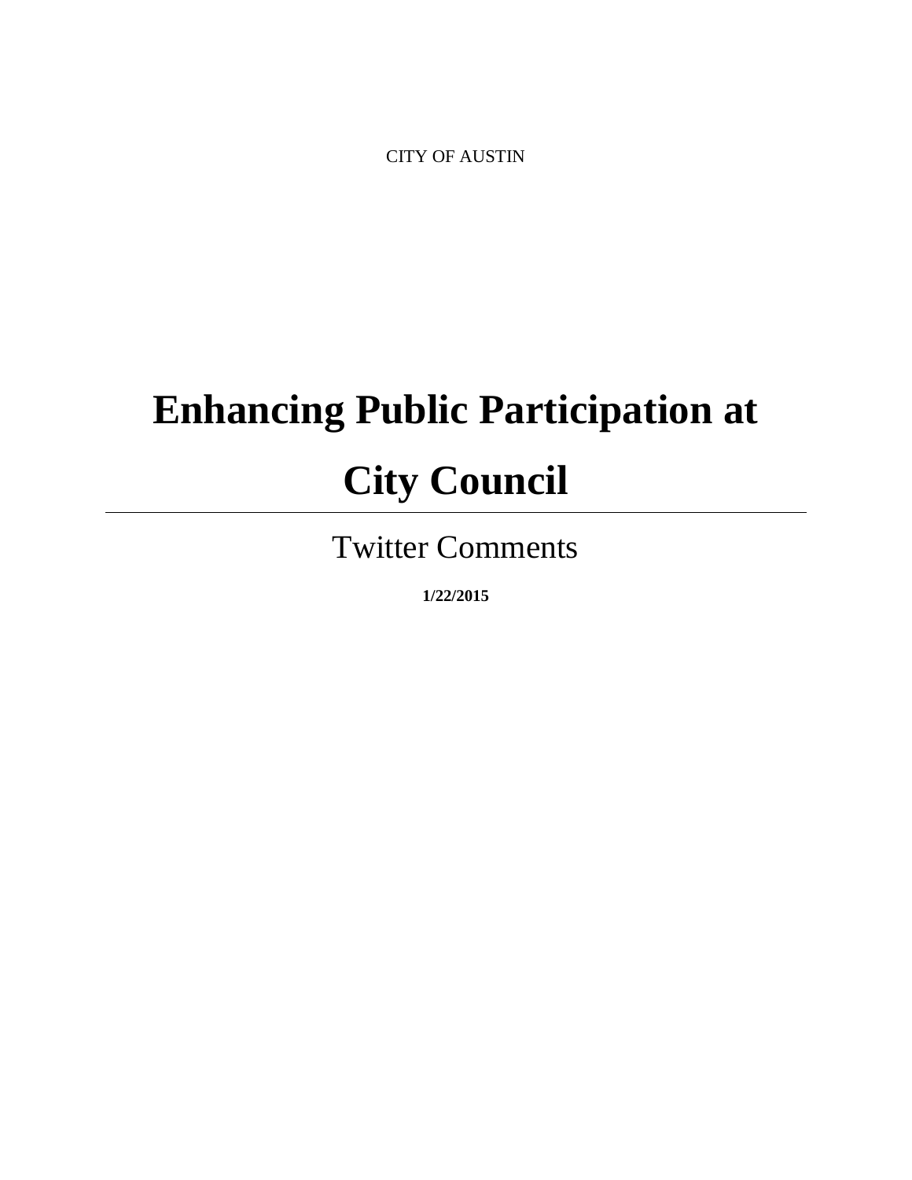CITY OF AUSTIN

# Enhancing Public Participation at City Council

---

## Twitter Comments

**1/22/2015**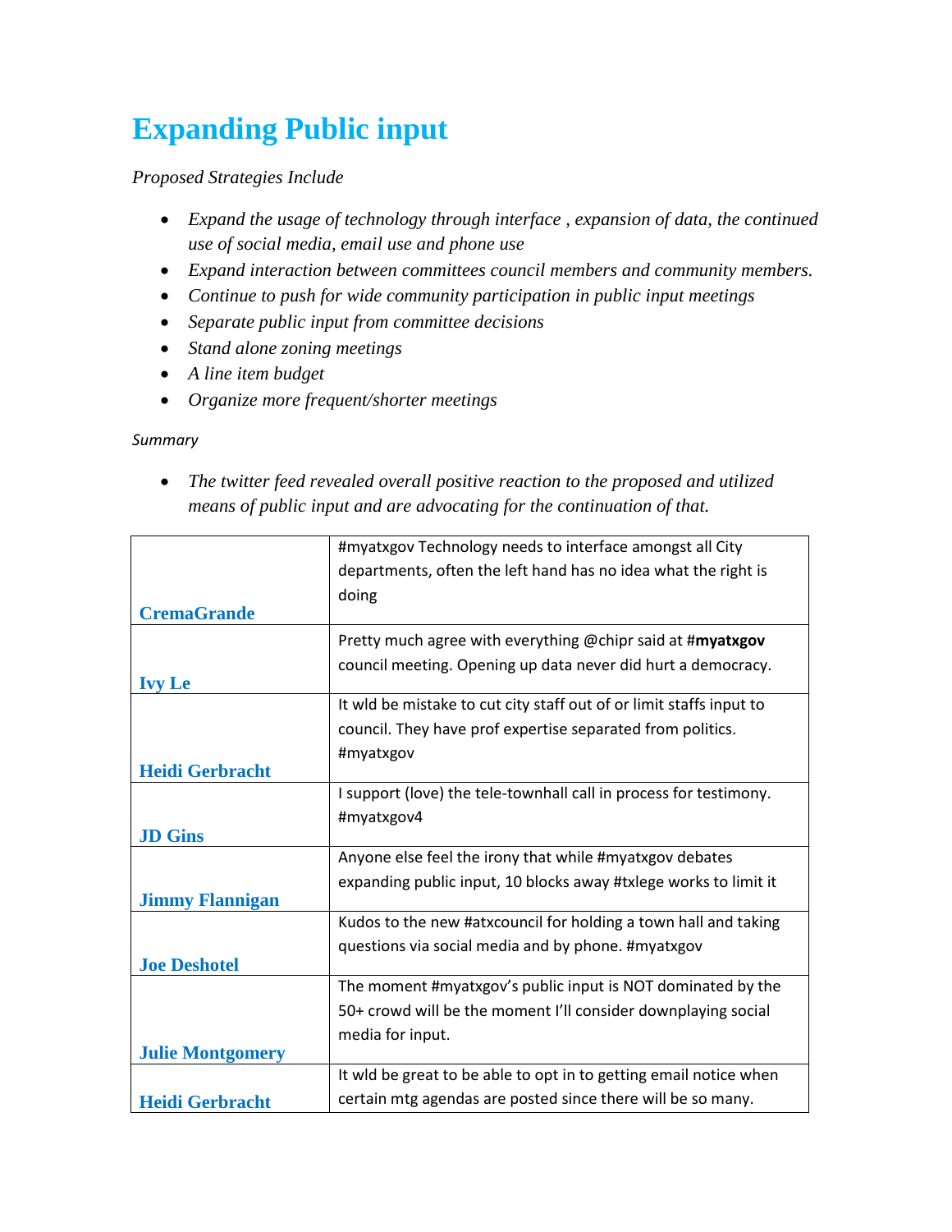# Expanding Public input

*Proposed Strategies Include*

- *Expand the usage of technology through interface , expansion of data, the continued use of social media, email use and phone use*
- *Expand interaction between committees council members and community members.*
- *Continue to push for wide community participation in public input meetings*
- *Separate public input from committee decisions*
- *Stand alone zoning meetings*
- *A line item budget*
- *Organize more frequent/shorter meetings*

*Summary*

- *The twitter feed revealed overall positive reaction to the proposed and utilized means of public input and are advocating for the continuation of that.*

| | |
|---|---|
| **CremaGrande** | #myatxgov Technology needs to interface amongst all City departments, often the left hand has no idea what the right is doing |
| **Ivy Le** | Pretty much agree with everything @chipr said at **#myatxgov** council meeting. Opening up data never did hurt a democracy. |
| **Heidi Gerbracht** | It wld be mistake to cut city staff out of or limit staffs input to council. They have prof expertise separated from politics. #myatxgov |
| **JD Gins** | I support (love) the tele-townhall call in process for testimony. #myatxgov4 |
| **Jimmy Flannigan** | Anyone else feel the irony that while #myatxgov debates expanding public input, 10 blocks away #txlege works to limit it |
| **Joe Deshotel** | Kudos to the new #atxcouncil for holding a town hall and taking questions via social media and by phone. #myatxgov |
| **Julie Montgomery** | The moment #myatxgov's public input is NOT dominated by the 50+ crowd will be the moment I'll consider downplaying social media for input. |
| **Heidi Gerbracht** | It wld be great to be able to opt in to getting email notice when certain mtg agendas are posted since there will be so many. |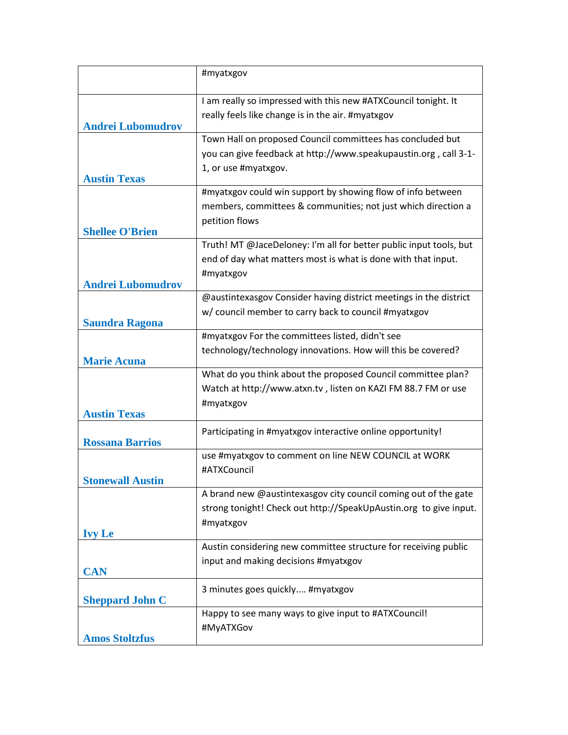| | |
|---|---|
| | #myatxgov |
| Andrei Lubomudrov | I am really so impressed with this new #ATXCouncil tonight. It really feels like change is in the air. #myatxgov |
| Austin Texas | Town Hall on proposed Council committees has concluded but you can give feedback at http://www.speakupaustin.org , call 3-1-1, or use #myatxgov. |
| Shellee O'Brien | #myatxgov could win support by showing flow of info between members, committees & communities; not just which direction a petition flows |
| Andrei Lubomudrov | Truth! MT @JaceDeloney: I'm all for better public input tools, but end of day what matters most is what is done with that input. #myatxgov |
| Saundra Ragona | @austintexasgov Consider having district meetings in the district w/ council member to carry back to council #myatxgov |
| Marie Acuna | #myatxgov For the committees listed, didn't see technology/technology innovations. How will this be covered? |
| Austin Texas | What do you think about the proposed Council committee plan? Watch at http://www.atxn.tv , listen on KAZI FM 88.7 FM or use #myatxgov |
| Rossana Barrios | Participating in #myatxgov interactive online opportunity! |
| Stonewall Austin | use #myatxgov to comment on line NEW COUNCIL at WORK #ATXCouncil |
| Ivy Le | A brand new @austintexasgov city council coming out of the gate strong tonight! Check out http://SpeakUpAustin.org to give input. #myatxgov |
| CAN | Austin considering new committee structure for receiving public input and making decisions #myatxgov |
| Sheppard John C | 3 minutes goes quickly.... #myatxgov |
| Amos Stoltzfus | Happy to see many ways to give input to #ATXCouncil! #MyATXGov |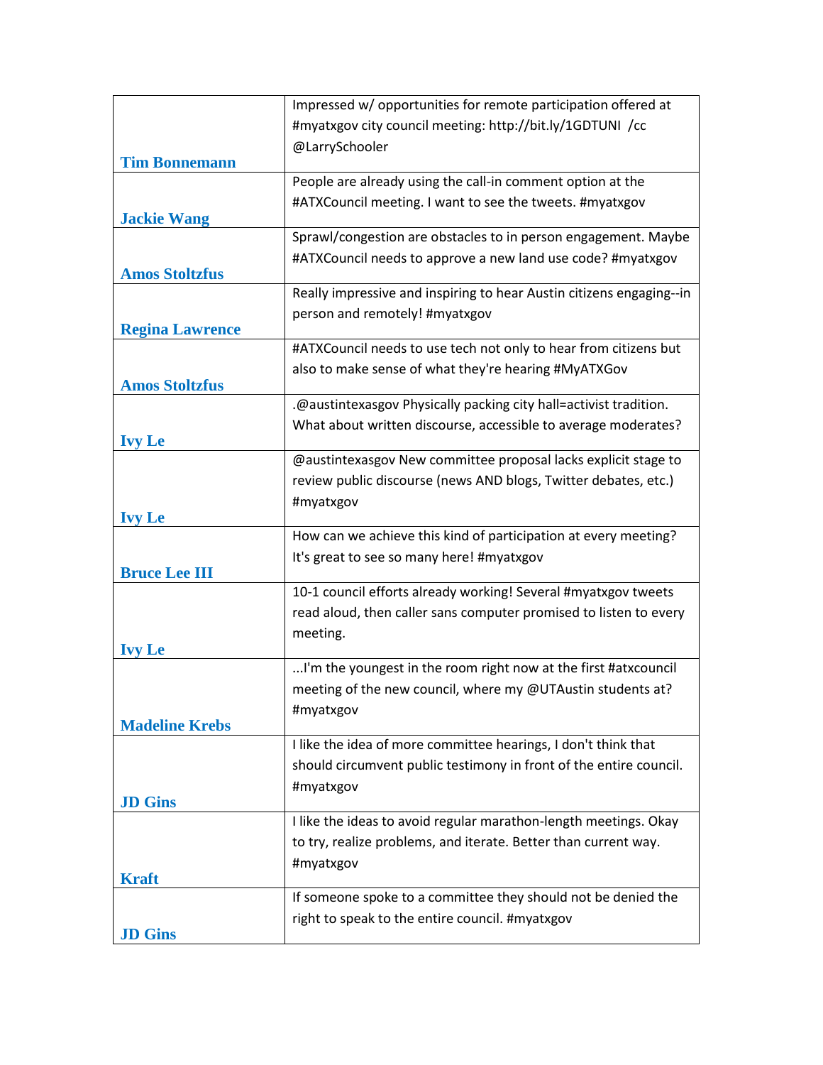| | |
|---|---|
| Tim Bonnemann | Impressed w/ opportunities for remote participation offered at #myatxgov city council meeting: http://bit.ly/1GDTUNI /cc @LarrySchooler |
| Jackie Wang | People are already using the call-in comment option at the #ATXCouncil meeting. I want to see the tweets. #myatxgov |
| Amos Stoltzfus | Sprawl/congestion are obstacles to in person engagement. Maybe #ATXCouncil needs to approve a new land use code? #myatxgov |
| Regina Lawrence | Really impressive and inspiring to hear Austin citizens engaging--in person and remotely! #myatxgov |
| Amos Stoltzfus | #ATXCouncil needs to use tech not only to hear from citizens but also to make sense of what they're hearing #MyATXGov |
| Ivy Le | .@austintexasgov Physically packing city hall=activist tradition. What about written discourse, accessible to average moderates? |
| Ivy Le | @austintexasgov New committee proposal lacks explicit stage to review public discourse (news AND blogs, Twitter debates, etc.) #myatxgov |
| Bruce Lee III | How can we achieve this kind of participation at every meeting? It's great to see so many here! #myatxgov |
| Ivy Le | 10-1 council efforts already working! Several #myatxgov tweets read aloud, then caller sans computer promised to listen to every meeting. |
| Madeline Krebs | ...I'm the youngest in the room right now at the first #atxcouncil meeting of the new council, where my @UTAustin students at? #myatxgov |
| JD Gins | I like the idea of more committee hearings, I don't think that should circumvent public testimony in front of the entire council. #myatxgov |
| Kraft | I like the ideas to avoid regular marathon-length meetings. Okay to try, realize problems, and iterate. Better than current way. #myatxgov |
| JD Gins | If someone spoke to a committee they should not be denied the right to speak to the entire council. #myatxgov |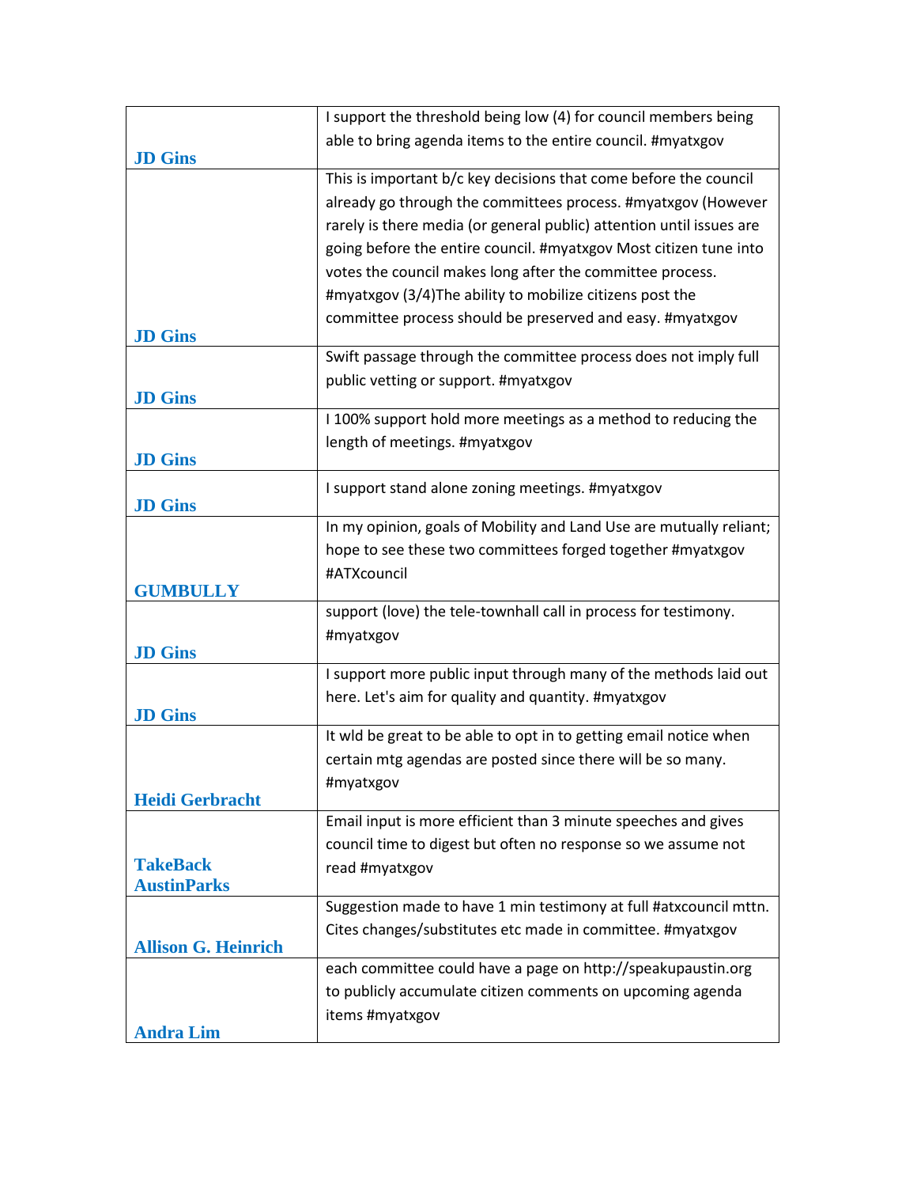| | |
|---|---|
| **JD Gins** | I support the threshold being low (4) for council members being able to bring agenda items to the entire council. #myatxgov |
| **JD Gins** | This is important b/c key decisions that come before the council already go through the committees process. #myatxgov (However rarely is there media (or general public) attention until issues are going before the entire council. #myatxgov Most citizen tune into votes the council makes long after the committee process. #myatxgov (3/4)The ability to mobilize citizens post the committee process should be preserved and easy. #myatxgov |
| **JD Gins** | Swift passage through the committee process does not imply full public vetting or support. #myatxgov |
| **JD Gins** | I 100% support hold more meetings as a method to reducing the length of meetings. #myatxgov |
| **JD Gins** | I support stand alone zoning meetings. #myatxgov |
| **GUMBULLY** | In my opinion, goals of Mobility and Land Use are mutually reliant; hope to see these two committees forged together #myatxgov #ATXcouncil |
| **JD Gins** | support (love) the tele-townhall call in process for testimony. #myatxgov |
| **JD Gins** | I support more public input through many of the methods laid out here. Let's aim for quality and quantity. #myatxgov |
| **Heidi Gerbracht** | It wld be great to be able to opt in to getting email notice when certain mtg agendas are posted since there will be so many. #myatxgov |
| **TakeBack AustinParks** | Email input is more efficient than 3 minute speeches and gives council time to digest but often no response so we assume not read #myatxgov |
| **Allison G. Heinrich** | Suggestion made to have 1 min testimony at full #atxcouncil mttn. Cites changes/substitutes etc made in committee. #myatxgov |
| **Andra Lim** | each committee could have a page on http://speakupaustin.org to publicly accumulate citizen comments on upcoming agenda items #myatxgov |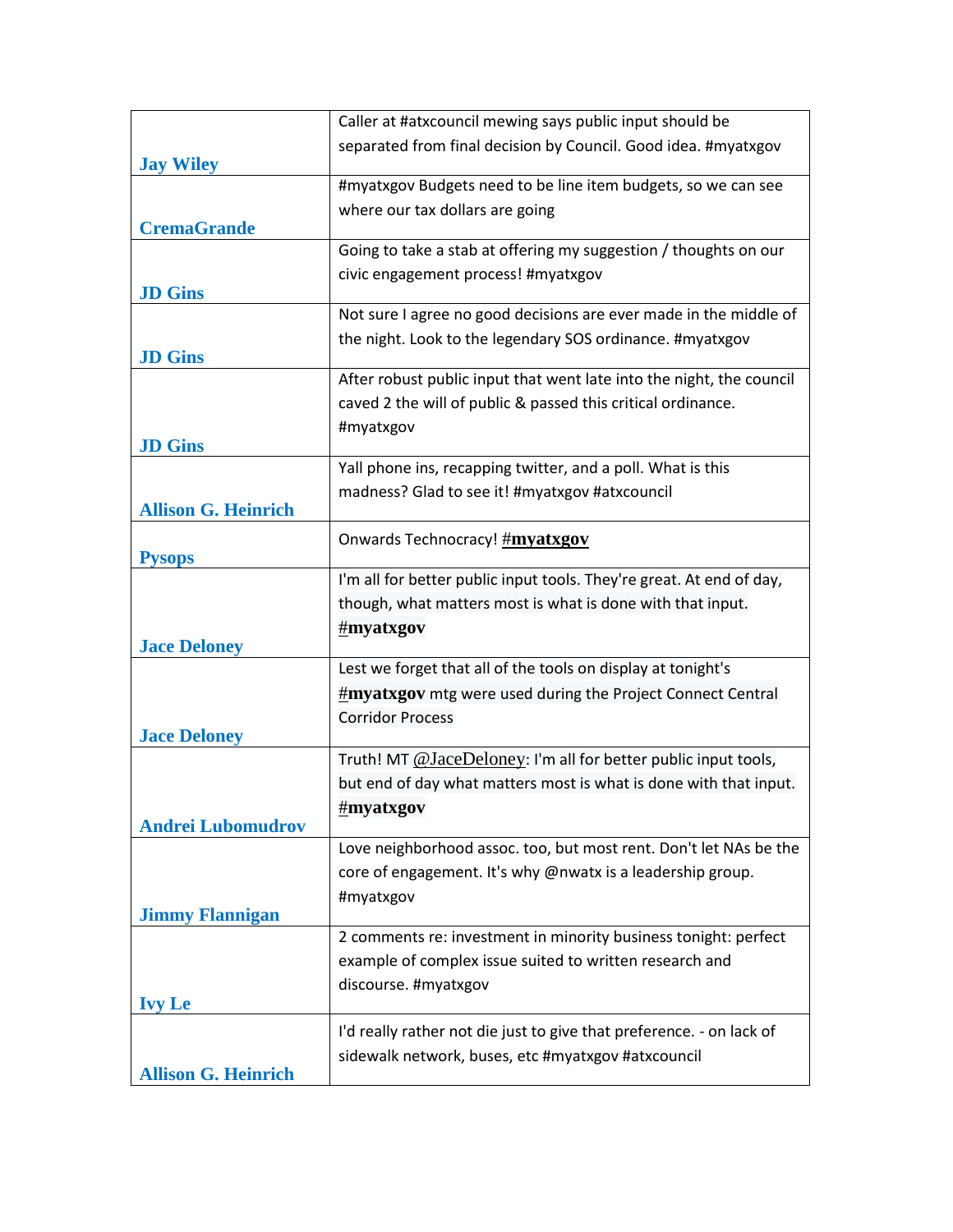| | |
|---|---|
| Jay Wiley | Caller at #atxcouncil mewing says public input should be separated from final decision by Council. Good idea. #myatxgov |
| CremaGrande | #myatxgov Budgets need to be line item budgets, so we can see where our tax dollars are going |
| JD Gins | Going to take a stab at offering my suggestion / thoughts on our civic engagement process! #myatxgov |
| JD Gins | Not sure I agree no good decisions are ever made in the middle of the night. Look to the legendary SOS ordinance. #myatxgov |
| JD Gins | After robust public input that went late into the night, the council caved 2 the will of public & passed this critical ordinance. #myatxgov |
| Allison G. Heinrich | Yall phone ins, recapping twitter, and a poll. What is this madness? Glad to see it! #myatxgov #atxcouncil |
| Pysops | Onwards Technocracy! **#myatxgov** |
| Jace Deloney | I'm all for better public input tools. They're great. At end of day, though, what matters most is what is done with that input. #**myatxgov** |
| Jace Deloney | Lest we forget that all of the tools on display at tonight's #**myatxgov** mtg were used during the Project Connect Central Corridor Process |
| Andrei Lubomudrov | Truth! MT @JaceDeloney: I'm all for better public input tools, but end of day what matters most is what is done with that input. #**myatxgov** |
| Jimmy Flannigan | Love neighborhood assoc. too, but most rent. Don't let NAs be the core of engagement. It's why @nwatx is a leadership group. #myatxgov |
| Ivy Le | 2 comments re: investment in minority business tonight: perfect example of complex issue suited to written research and discourse. #myatxgov |
| Allison G. Heinrich | I'd really rather not die just to give that preference. - on lack of sidewalk network, buses, etc #myatxgov #atxcouncil |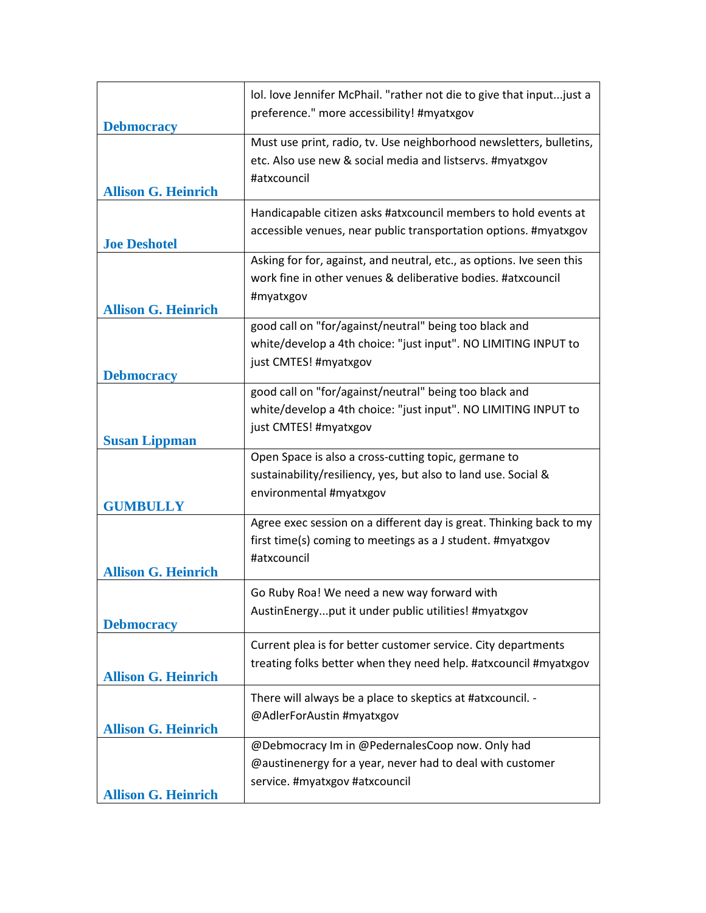| | |
|---|---|
| Debmocracy | lol. love Jennifer McPhail. "rather not die to give that input...just a preference." more accessibility! #myatxgov |
| Allison G. Heinrich | Must use print, radio, tv. Use neighborhood newsletters, bulletins, etc. Also use new & social media and listservs. #myatxgov #atxcouncil |
| Joe Deshotel | Handicapable citizen asks #atxcouncil members to hold events at accessible venues, near public transportation options. #myatxgov |
| Allison G. Heinrich | Asking for for, against, and neutral, etc., as options. Ive seen this work fine in other venues & deliberative bodies. #atxcouncil #myatxgov |
| Debmocracy | good call on "for/against/neutral" being too black and white/develop a 4th choice: "just input". NO LIMITING INPUT to just CMTES! #myatxgov |
| Susan Lippman | good call on "for/against/neutral" being too black and white/develop a 4th choice: "just input". NO LIMITING INPUT to just CMTES! #myatxgov |
| GUMBULLY | Open Space is also a cross-cutting topic, germane to sustainability/resiliency, yes, but also to land use. Social & environmental #myatxgov |
| Allison G. Heinrich | Agree exec session on a different day is great. Thinking back to my first time(s) coming to meetings as a J student. #myatxgov #atxcouncil |
| Debmocracy | Go Ruby Roa! We need a new way forward with AustinEnergy...put it under public utilities! #myatxgov |
| Allison G. Heinrich | Current plea is for better customer service. City departments treating folks better when they need help. #atxcouncil #myatxgov |
| Allison G. Heinrich | There will always be a place to skeptics at #atxcouncil. - @AdlerForAustin #myatxgov |
| Allison G. Heinrich | @Debmocracy Im in @PedernalesCoop now. Only had @austinenergy for a year, never had to deal with customer service. #myatxgov #atxcouncil |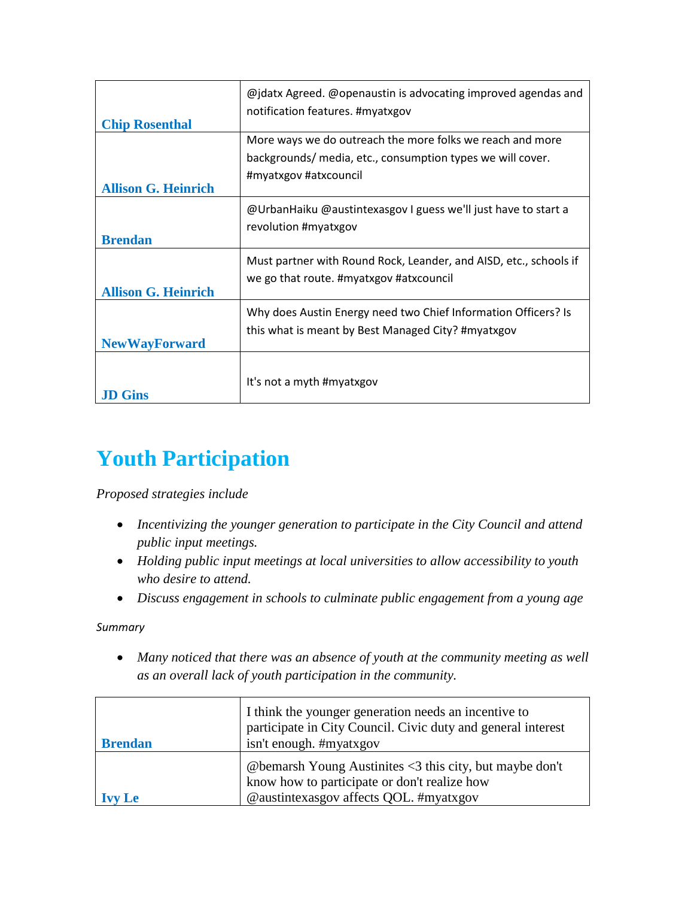| | |
|---|---|
| **Chip Rosenthal** | @jdatx Agreed. @openaustin is advocating improved agendas and notification features. #myatxgov |
| **Allison G. Heinrich** | More ways we do outreach the more folks we reach and more backgrounds/ media, etc., consumption types we will cover. #myatxgov #atxcouncil |
| **Brendan** | @UrbanHaiku @austintexasgov I guess we'll just have to start a revolution #myatxgov |
| **Allison G. Heinrich** | Must partner with Round Rock, Leander, and AISD, etc., schools if we go that route. #myatxgov #atxcouncil |
| **NewWayForward** | Why does Austin Energy need two Chief Information Officers? Is this what is meant by Best Managed City? #myatxgov |
| **JD Gins** | It's not a myth #myatxgov |

# Youth Participation

*Proposed strategies include*

- *Incentivizing the younger generation to participate in the City Council and attend public input meetings.*
- *Holding public input meetings at local universities to allow accessibility to youth who desire to attend.*
- *Discuss engagement in schools to culminate public engagement from a young age*

*Summary*

- *Many noticed that there was an absence of youth at the community meeting as well as an overall lack of youth participation in the community.*

| | |
|---|---|
| **Brendan** | I think the younger generation needs an incentive to participate in City Council. Civic duty and general interest isn't enough. #myatxgov |
| **Ivy Le** | @bemarsh Young Austinites <3 this city, but maybe don't know how to participate or don't realize how @austintexasgov affects QOL. #myatxgov |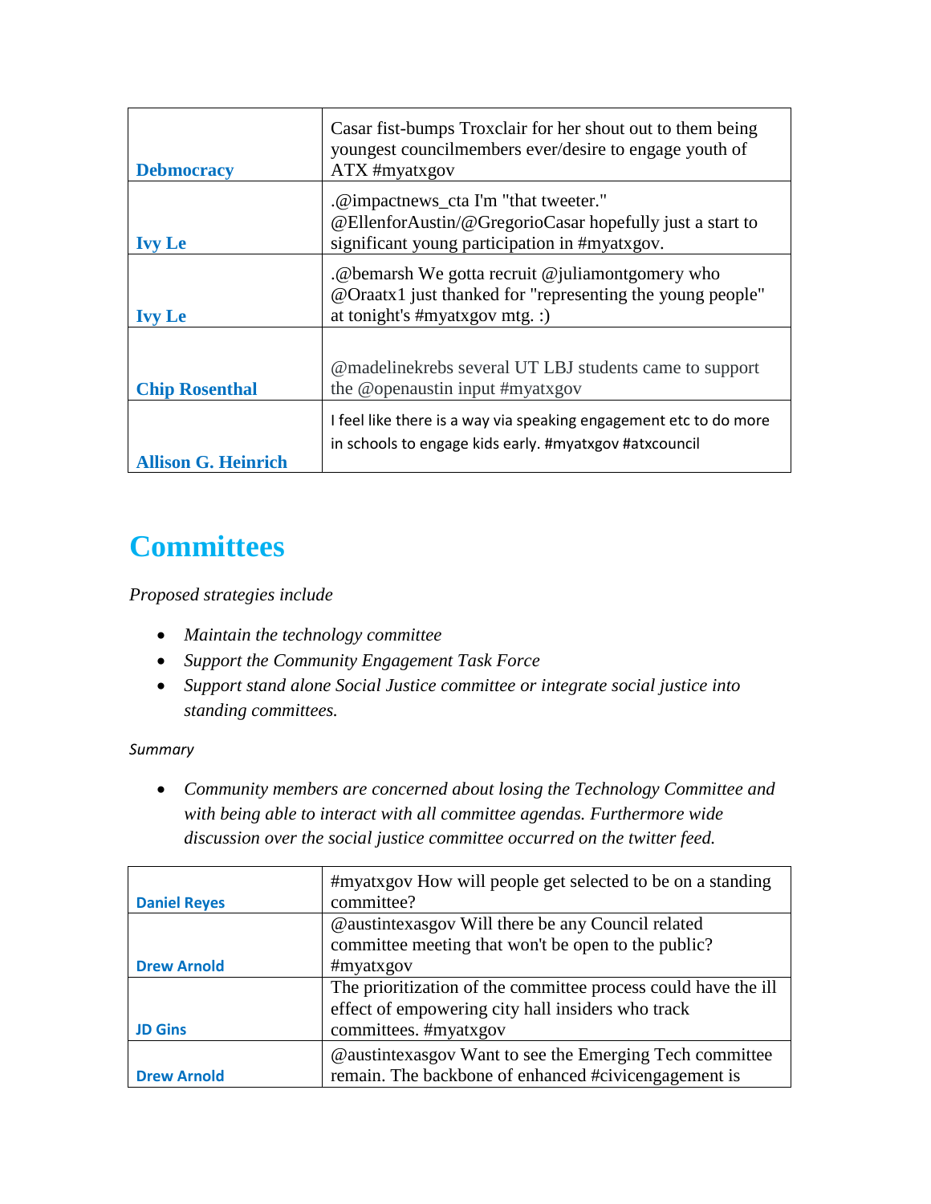| | |
|---|---|
| Debmocracy | Casar fist-bumps Troxclair for her shout out to them being youngest councilmembers ever/desire to engage youth of ATX #myatxgov |
| Ivy Le | .@impactnews_cta I'm "that tweeter." @EllenforAustin/@GregorioCasar hopefully just a start to significant young participation in #myatxgov. |
| Ivy Le | .@bemarsh We gotta recruit @juliamontgomery who @Oraatx1 just thanked for "representing the young people" at tonight's #myatxgov mtg. :) |
| Chip Rosenthal | @madelinekrebs several UT LBJ students came to support the @openaustin input #myatxgov |
| Allison G. Heinrich | I feel like there is a way via speaking engagement etc to do more in schools to engage kids early. #myatxgov #atxcouncil |

# Committees

*Proposed strategies include*

- *Maintain the technology committee*
- *Support the Community Engagement Task Force*
- *Support stand alone Social Justice committee or integrate social justice into standing committees.*

*Summary*

- *Community members are concerned about losing the Technology Committee and with being able to interact with all committee agendas. Furthermore wide discussion over the social justice committee occurred on the twitter feed.*

| | |
|---|---|
| Daniel Reyes | #myatxgov How will people get selected to be on a standing committee? |
| Drew Arnold | @austintexasgov Will there be any Council related committee meeting that won't be open to the public? #myatxgov |
| JD Gins | The prioritization of the committee process could have the ill effect of empowering city hall insiders who track committees. #myatxgov |
| Drew Arnold | @austintexasgov Want to see the Emerging Tech committee remain. The backbone of enhanced #civicengagement is |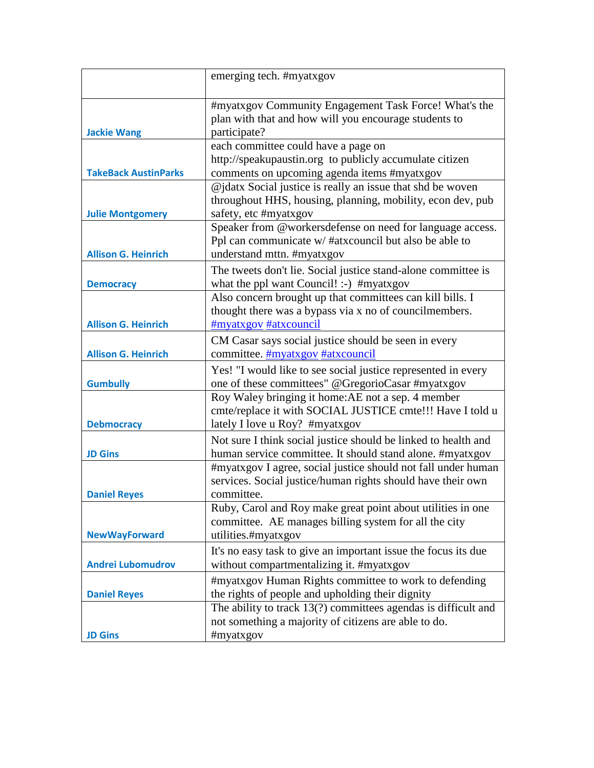| | |
|---|---|
| | emerging tech. #myatxgov |
| Jackie Wang | #myatxgov Community Engagement Task Force! What's the plan with that and how will you encourage students to participate? |
| TakeBack AustinParks | each committee could have a page on http://speakupaustin.org to publicly accumulate citizen comments on upcoming agenda items #myatxgov |
| Julie Montgomery | @jdatx Social justice is really an issue that shd be woven throughout HHS, housing, planning, mobility, econ dev, pub safety, etc #myatxgov |
| Allison G. Heinrich | Speaker from @workersdefense on need for language access. Ppl can communicate w/ #atxcouncil but also be able to understand mttn. #myatxgov |
| Democracy | The tweets don't lie. Social justice stand-alone committee is what the ppl want Council! :-) #myatxgov |
| Allison G. Heinrich | Also concern brought up that committees can kill bills. I thought there was a bypass via x no of councilmembers. #myatxgov #atxcouncil |
| Allison G. Heinrich | CM Casar says social justice should be seen in every committee. #myatxgov #atxcouncil |
| Gumbully | Yes! "I would like to see social justice represented in every one of these committees" @GregorioCasar #myatxgov |
| Debmocracy | Roy Waley bringing it home:AE not a sep. 4 member cmte/replace it with SOCIAL JUSTICE cmte!!! Have I told u lately I love u Roy? #myatxgov |
| JD Gins | Not sure I think social justice should be linked to health and human service committee. It should stand alone. #myatxgov |
| Daniel Reyes | #myatxgov I agree, social justice should not fall under human services. Social justice/human rights should have their own committee. |
| NewWayForward | Ruby, Carol and Roy make great point about utilities in one committee. AE manages billing system for all the city utilities.#myatxgov |
| Andrei Lubomudrov | It's no easy task to give an important issue the focus its due without compartmentalizing it. #myatxgov |
| Daniel Reyes | #myatxgov Human Rights committee to work to defending the rights of people and upholding their dignity |
| JD Gins | The ability to track 13(?) committees agendas is difficult and not something a majority of citizens are able to do. #myatxgov |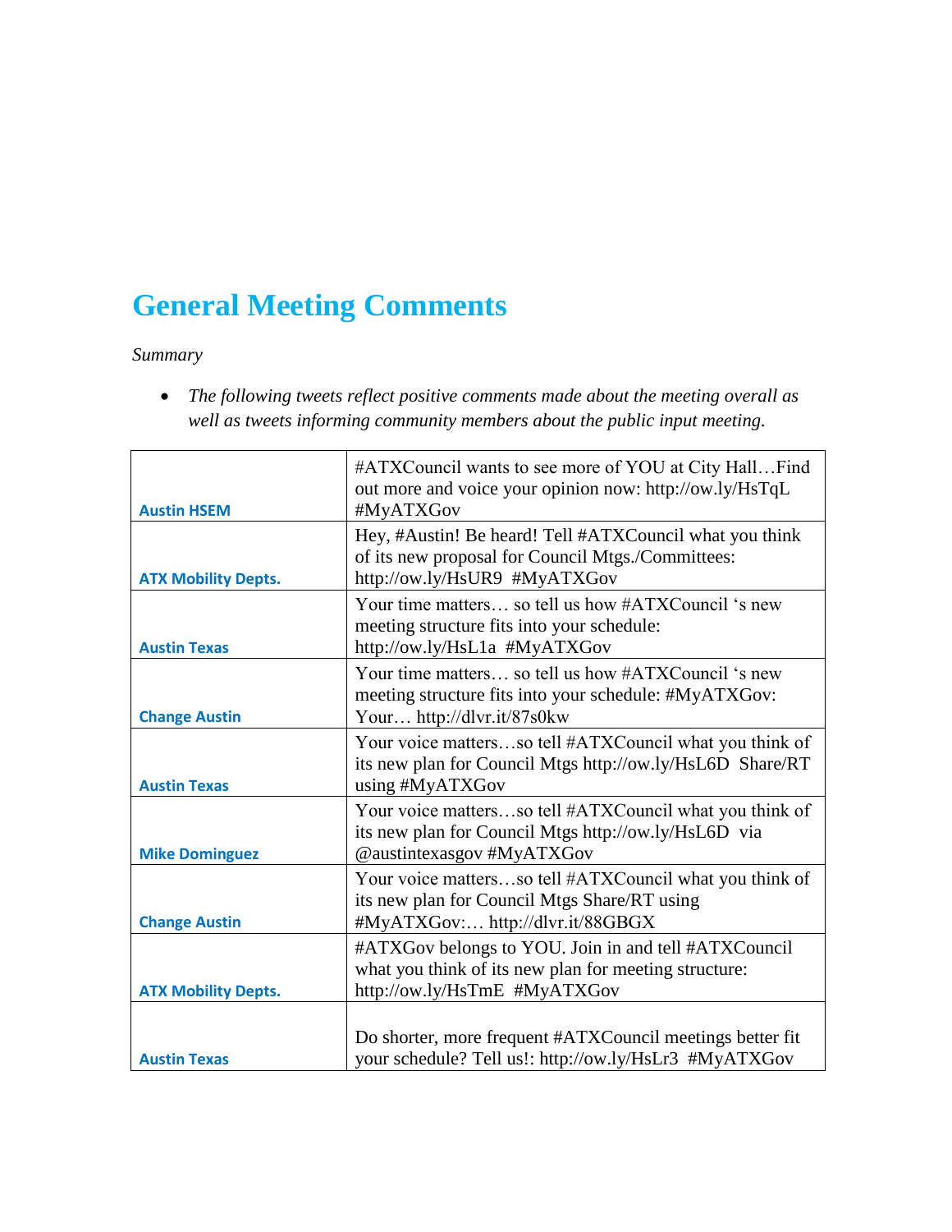# General Meeting Comments

*Summary*

- *The following tweets reflect positive comments made about the meeting overall as well as tweets informing community members about the public input meeting.*

| | |
|---|---|
| **Austin HSEM** | #ATXCouncil wants to see more of YOU at City Hall…Find out more and voice your opinion now: http://ow.ly/HsTqL #MyATXGov |
| **ATX Mobility Depts.** | Hey, #Austin! Be heard! Tell #ATXCouncil what you think of its new proposal for Council Mtgs./Committees: http://ow.ly/HsUR9 #MyATXGov |
| **Austin Texas** | Your time matters… so tell us how #ATXCouncil 's new meeting structure fits into your schedule: http://ow.ly/HsL1a #MyATXGov |
| **Change Austin** | Your time matters… so tell us how #ATXCouncil 's new meeting structure fits into your schedule: #MyATXGov: Your… http://dlvr.it/87s0kw |
| **Austin Texas** | Your voice matters…so tell #ATXCouncil what you think of its new plan for Council Mtgs http://ow.ly/HsL6D Share/RT using #MyATXGov |
| **Mike Dominguez** | Your voice matters…so tell #ATXCouncil what you think of its new plan for Council Mtgs http://ow.ly/HsL6D via @austintexasgov #MyATXGov |
| **Change Austin** | Your voice matters…so tell #ATXCouncil what you think of its new plan for Council Mtgs Share/RT using #MyATXGov:… http://dlvr.it/88GBGX |
| **ATX Mobility Depts.** | #ATXGov belongs to YOU. Join in and tell #ATXCouncil what you think of its new plan for meeting structure: http://ow.ly/HsTmE #MyATXGov |
| **Austin Texas** | Do shorter, more frequent #ATXCouncil meetings better fit your schedule? Tell us!: http://ow.ly/HsLr3 #MyATXGov |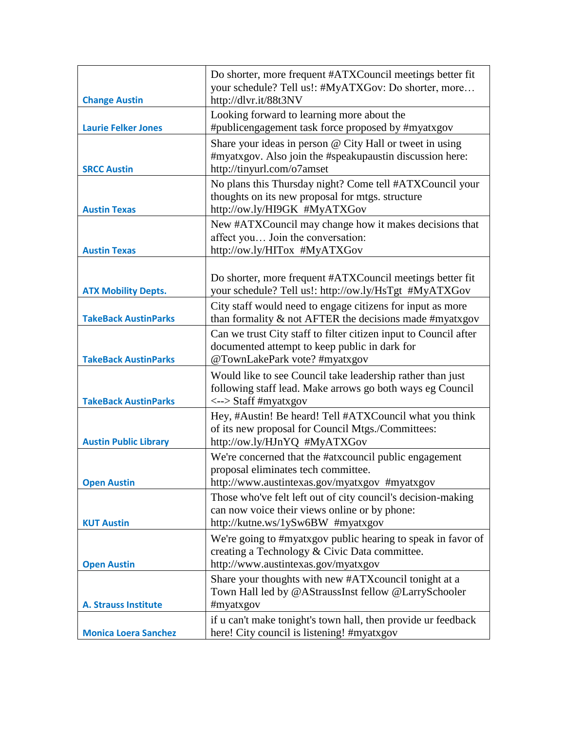| | |
|---|---|
| Change Austin | Do shorter, more frequent #ATXCouncil meetings better fit your schedule? Tell us!: #MyATXGov: Do shorter, more… http://dlvr.it/88t3NV |
| Laurie Felker Jones | Looking forward to learning more about the #publicengagement task force proposed by #myatxgov |
| SRCC Austin | Share your ideas in person @ City Hall or tweet in using #myatxgov. Also join the #speakupaustin discussion here: http://tinyurl.com/o7amset |
| Austin Texas | No plans this Thursday night? Come tell #ATXCouncil your thoughts on its new proposal for mtgs. structure http://ow.ly/HI9GK #MyATXGov |
| Austin Texas | New #ATXCouncil may change how it makes decisions that affect you… Join the conversation: http://ow.ly/HITox #MyATXGov |
| ATX Mobility Depts. | Do shorter, more frequent #ATXCouncil meetings better fit your schedule? Tell us!: http://ow.ly/HsTgt #MyATXGov |
| TakeBack AustinParks | City staff would need to engage citizens for input as more than formality & not AFTER the decisions made #myatxgov |
| TakeBack AustinParks | Can we trust City staff to filter citizen input to Council after documented attempt to keep public in dark for @TownLakePark vote? #myatxgov |
| TakeBack AustinParks | Would like to see Council take leadership rather than just following staff lead. Make arrows go both ways eg Council <--> Staff #myatxgov |
| Austin Public Library | Hey, #Austin! Be heard! Tell #ATXCouncil what you think of its new proposal for Council Mtgs./Committees: http://ow.ly/HJnYQ #MyATXGov |
| Open Austin | We're concerned that the #atxcouncil public engagement proposal eliminates tech committee. http://www.austintexas.gov/myatxgov #myatxgov |
| KUT Austin | Those who've felt left out of city council's decision-making can now voice their views online or by phone: http://kutne.ws/1ySw6BW #myatxgov |
| Open Austin | We're going to #myatxgov public hearing to speak in favor of creating a Technology & Civic Data committee. http://www.austintexas.gov/myatxgov |
| A. Strauss Institute | Share your thoughts with new #ATXcouncil tonight at a Town Hall led by @AStraussInst fellow @LarrySchooler #myatxgov |
| Monica Loera Sanchez | if u can't make tonight's town hall, then provide ur feedback here! City council is listening! #myatxgov |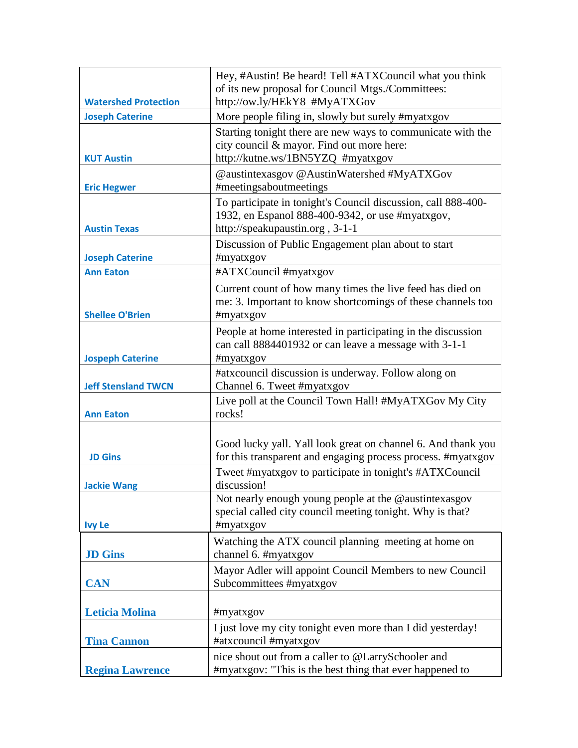| | |
|---|---|
| Watershed Protection | Hey, #Austin! Be heard! Tell #ATXCouncil what you think of its new proposal for Council Mtgs./Committees: http://ow.ly/HEkY8 #MyATXGov |
| Joseph Caterine | More people filing in, slowly but surely #myatxgov |
| KUT Austin | Starting tonight there are new ways to communicate with the city council & mayor. Find out more here: http://kutne.ws/1BN5YZQ #myatxgov |
| Eric Hegwer | @austintexasgov @AustinWatershed #MyATXGov #meetingsaboutmeetings |
| Austin Texas | To participate in tonight's Council discussion, call 888-400-1932, en Espanol 888-400-9342, or use #myatxgov, http://speakupaustin.org , 3-1-1 |
| Joseph Caterine | Discussion of Public Engagement plan about to start #myatxgov |
| Ann Eaton | #ATXCouncil #myatxgov |
| Shellee O'Brien | Current count of how many times the live feed has died on me: 3. Important to know shortcomings of these channels too #myatxgov |
| Jospeph Caterine | People at home interested in participating in the discussion can call 8884401932 or can leave a message with 3-1-1 #myatxgov |
| Jeff Stensland TWCN | #atxcouncil discussion is underway. Follow along on Channel 6. Tweet #myatxgov |
| Ann Eaton | Live poll at the Council Town Hall! #MyATXGov My City rocks! |
| JD Gins | Good lucky yall. Yall look great on channel 6. And thank you for this transparent and engaging process process. #myatxgov |
| Jackie Wang | Tweet #myatxgov to participate in tonight's #ATXCouncil discussion! |
| Ivy Le | Not nearly enough young people at the @austintexasgov special called city council meeting tonight. Why is that? #myatxgov |
| JD Gins | Watching the ATX council planning meeting at home on channel 6. #myatxgov |
| CAN | Mayor Adler will appoint Council Members to new Council Subcommittees #myatxgov |
| Leticia Molina | #myatxgov |
| Tina Cannon | I just love my city tonight even more than I did yesterday! #atxcouncil #myatxgov |
| Regina Lawrence | nice shout out from a caller to @LarrySchooler and #myatxgov: "This is the best thing that ever happened to |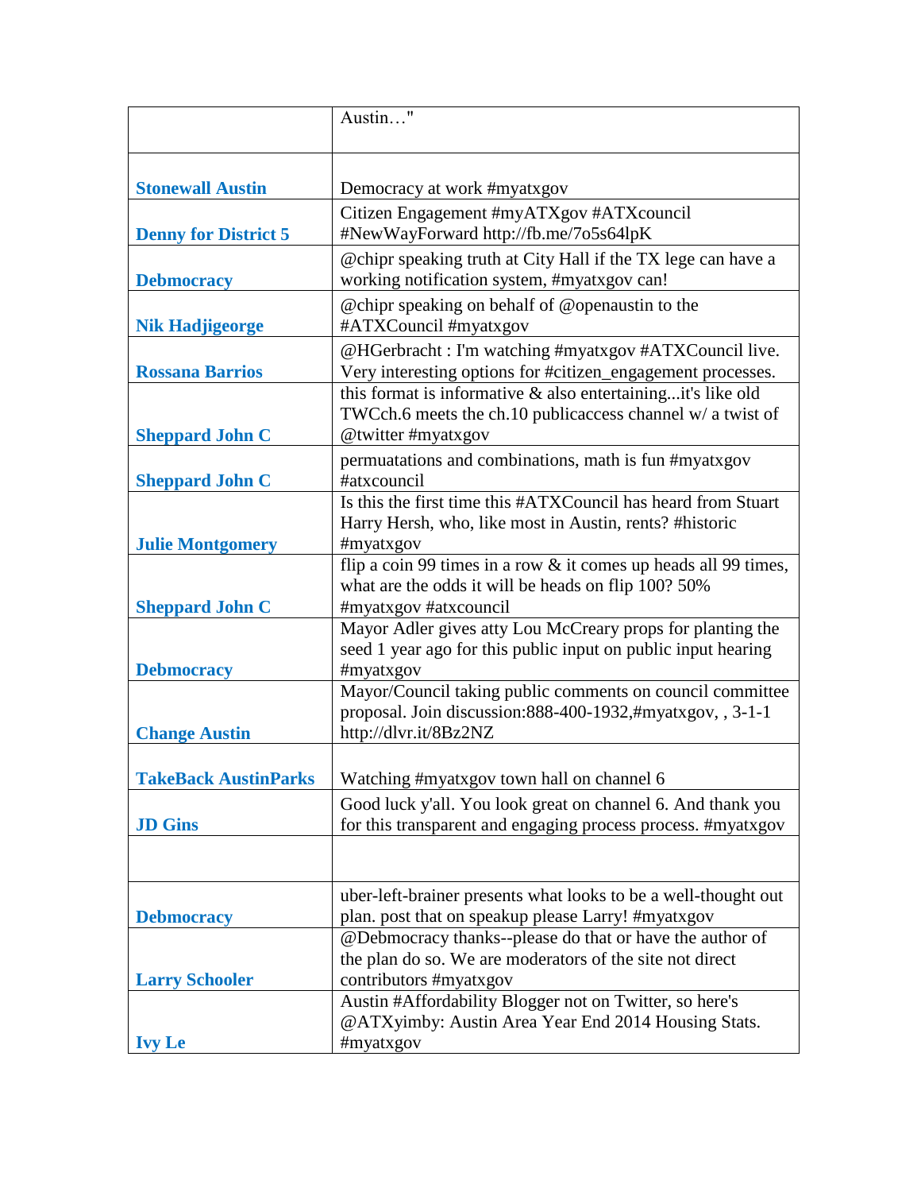|  | Austin…" |
| --- | --- |
| Stonewall Austin | Democracy at work #myatxgov |
| Denny for District 5 | Citizen Engagement #myATXgov #ATXcouncil #NewWayForward http://fb.me/7o5s64lpK |
| Debmocracy | @chipr speaking truth at City Hall if the TX lege can have a working notification system, #myatxgov can! |
| Nik Hadjigeorge | @chipr speaking on behalf of @openaustin to the #ATXCouncil #myatxgov |
| Rossana Barrios | @HGerbracht : I'm watching #myatxgov #ATXCouncil live. Very interesting options for #citizen_engagement processes. |
| Sheppard John C | this format is informative & also entertaining...it's like old TWCch.6 meets the ch.10 publicaccess channel w/ a twist of @twitter #myatxgov |
| Sheppard John C | permuatations and combinations, math is fun #myatxgov #atxcouncil |
| Julie Montgomery | Is this the first time this #ATXCouncil has heard from Stuart Harry Hersh, who, like most in Austin, rents? #historic #myatxgov |
| Sheppard John C | flip a coin 99 times in a row & it comes up heads all 99 times, what are the odds it will be heads on flip 100? 50% #myatxgov #atxcouncil |
| Debmocracy | Mayor Adler gives atty Lou McCreary props for planting the seed 1 year ago for this public input on public input hearing #myatxgov |
| Change Austin | Mayor/Council taking public comments on council committee proposal. Join discussion:888-400-1932,#myatxgov, , 3-1-1 http://dlvr.it/8Bz2NZ |
| TakeBack AustinParks | Watching #myatxgov town hall on channel 6 |
| JD Gins | Good luck y'all. You look great on channel 6. And thank you for this transparent and engaging process process. #myatxgov |
|  |  |
| Debmocracy | uber-left-brainer presents what looks to be a well-thought out plan. post that on speakup please Larry! #myatxgov |
| Larry Schooler | @Debmocracy thanks--please do that or have the author of the plan do so. We are moderators of the site not direct contributors #myatxgov |
| Ivy Le | Austin #Affordability Blogger not on Twitter, so here's @ATXyimby: Austin Area Year End 2014 Housing Stats. #myatxgov |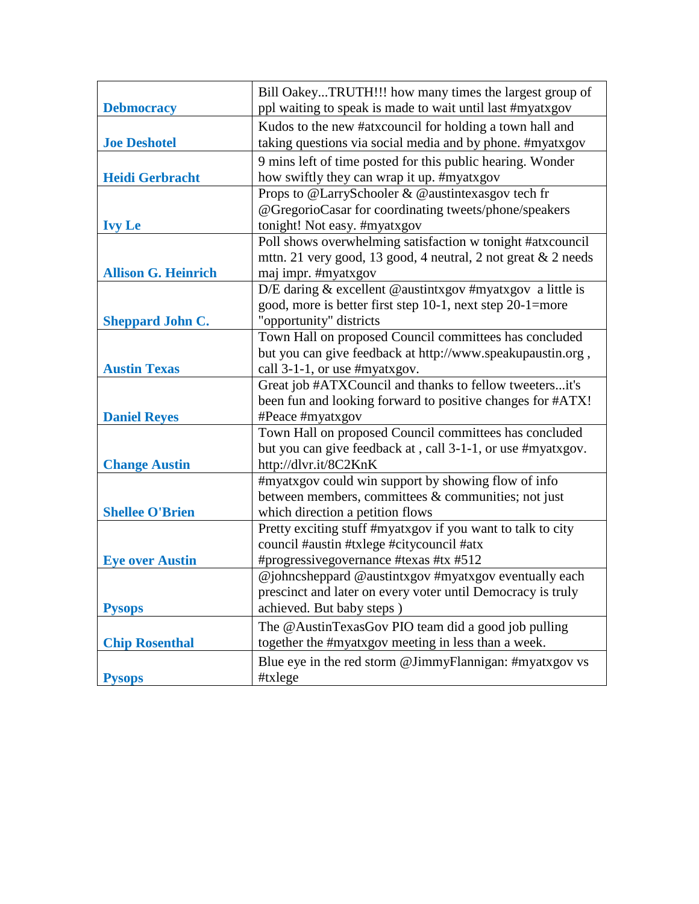| | |
|---|---|
| **Debmocracy** | Bill Oakey...TRUTH!!! how many times the largest group of ppl waiting to speak is made to wait until last #myatxgov |
| **Joe Deshotel** | Kudos to the new #atxcouncil for holding a town hall and taking questions via social media and by phone. #myatxgov |
| **Heidi Gerbracht** | 9 mins left of time posted for this public hearing. Wonder how swiftly they can wrap it up. #myatxgov |
| **Ivy Le** | Props to @LarrySchooler & @austintexasgov tech fr @GregorioCasar for coordinating tweets/phone/speakers tonight! Not easy. #myatxgov |
| **Allison G. Heinrich** | Poll shows overwhelming satisfaction w tonight #atxcouncil mttn. 21 very good, 13 good, 4 neutral, 2 not great & 2 needs maj impr. #myatxgov |
| **Sheppard John C.** | D/E daring & excellent @austintxgov #myatxgov a little is good, more is better first step 10-1, next step 20-1=more "opportunity" districts |
| **Austin Texas** | Town Hall on proposed Council committees has concluded but you can give feedback at http://www.speakupaustin.org , call 3-1-1, or use #myatxgov. |
| **Daniel Reyes** | Great job #ATXCouncil and thanks to fellow tweeters...it's been fun and looking forward to positive changes for #ATX! #Peace #myatxgov |
| **Change Austin** | Town Hall on proposed Council committees has concluded but you can give feedback at , call 3-1-1, or use #myatxgov. http://dlvr.it/8C2KnK |
| **Shellee O'Brien** | #myatxgov could win support by showing flow of info between members, committees & communities; not just which direction a petition flows |
| **Eye over Austin** | Pretty exciting stuff #myatxgov if you want to talk to city council #austin #txlege #citycouncil #atx #progressivegovernance #texas #tx #512 |
| **Pysops** | @johncsheppard @austintxgov #myatxgov eventually each prescinct and later on every voter until Democracy is truly achieved. But baby steps ) |
| **Chip Rosenthal** | The @AustinTexasGov PIO team did a good job pulling together the #myatxgov meeting in less than a week. |
| **Pysops** | Blue eye in the red storm @JimmyFlannigan: #myatxgov vs #txlege |